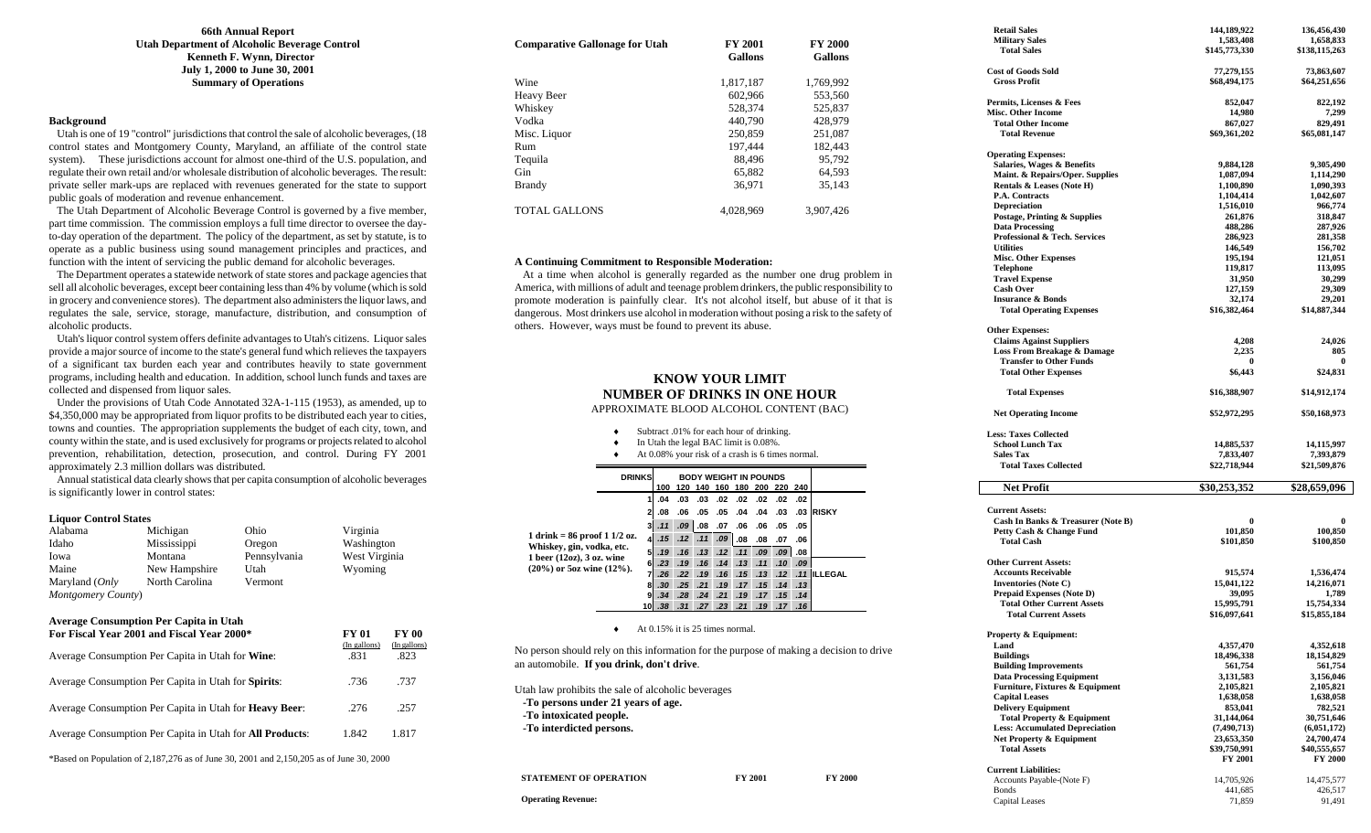# 66th Annual Report

## Utah Department of Alcoholic Beverage Control

**Kenneth F. Wynn, Director**

**July 1, 2000 to June 30, 2001**

**Summary of Operations**

### Background

Utah is one of 19 "control" jurisdictions that control the sale of alcoholic beverages, (18 control states and Montgomery County, Maryland, an affiliate of the control state system). These jurisdictions account for almost one-third of the U.S. population, and regulate their own retail and/or wholesale distribution of alcoholic beverages. The result: private seller mark-ups are replaced with revenues generated for the state to support public goals of moderation and revenue enhancement.

The Utah Department of Alcoholic Beverage Control is governed by a five member, part time commission. The commission employs a full time director to oversee the day-to-day operation of the department. The policy of the department, as set by statute, is to operate as a public business using sound management principles and practices, and function with the intent of servicing the public demand for alcoholic beverages.

The Department operates a statewide network of state stores and package agencies that sell all alcoholic beverages, except beer containing less than 4% by volume (which is sold in grocery and convenience stores). The department also administers the liquor laws, and regulates the sale, service, storage, manufacture, distribution, and consumption of alcoholic products.

Utah's liquor control system offers definite advantages to Utah's citizens. Liquor sales provide a major source of income to the state's general fund which relieves the taxpayers of a significant tax burden each year and contributes heavily to state government programs, including health and education. In addition, school lunch funds and taxes are collected and dispensed from liquor sales.

Under the provisions of Utah Code Annotated 32A-1-115 (1953), as amended, up to $4,350,000 may be appropriated from liquor profits to be distributed each year to cities, towns and counties. The appropriation supplements the budget of each city, town, and county within the state, and is used exclusively for programs or projects related to alcohol prevention, rehabilitation, detection, prosecution, and control. During FY 2001 approximately 2.3 million dollars was distributed.

Annual statistical data clearly shows that per capita consumption of alcoholic beverages is significantly lower in control states:

### Liquor Control States

| | | | |
|---|---|---|---|
| Alabama | Michigan | Ohio | Virginia |
| Idaho | Mississippi | Oregon | Washington |
| Iowa | Montana | Pennsylvania | West Virginia |
| Maine | New Hampshire | Utah | Wyoming |
| Maryland (*Only Montgomery County*) | North Carolina | Vermont | |

### Average Consumption Per Capita in Utah For Fiscal Year 2001 and Fiscal Year 2000*

| | FY 01 (In gallons) | FY 00 (In gallons) |
|---|---|---|
| Average Consumption Per Capita in Utah for **Wine**: | .831 | .823 |
| Average Consumption Per Capita in Utah for **Spirits**: | .736 | .737 |
| Average Consumption Per Capita in Utah for **Heavy Beer**: | .276 | .257 |
| Average Consumption Per Capita in Utah for **All Products**: | 1.842 | 1.817 |

*Based on Population of 2,187,276 as of June 30, 2001 and 2,150,205 as of June 30, 2000

| **Comparative Gallonage for Utah** | **FY 2001 Gallons** | **FY 2000 Gallons** |
|---|---|---|
| Wine | 1,817,187 | 1,769,992 |
| Heavy Beer | 602,966 | 553,560 |
| Whiskey | 528,374 | 525,837 |
| Vodka | 440,790 | 428,979 |
| Misc. Liquor | 250,859 | 251,007 |
| Rum | 197,444 | 182,443 |
| Tequila | 88,496 | 95,792 |
| Gin | 65,882 | 64,593 |
| Brandy | 36,971 | 35,143 |
| TOTAL GALLONS | 4,028,969 | 3,907,426 |

### A Continuing Commitment to Responsible Moderation:

At a time when alcohol is generally regarded as the number one drug problem in America, with millions of adult and teenage problem drinkers, the public responsibility to promote moderation is painfully clear. It's not alcohol itself, but abuse of it that is dangerous. Most drinkers use alcohol in moderation without posing a risk to the safety of others. However, ways must be found to prevent its abuse.

## KNOW YOUR LIMIT
## NUMBER OF DRINKS IN ONE HOUR

APPROXIMATE BLOOD ALCOHOL CONTENT (BAC)

- Subtract .01% for each hour of drinking.
- In Utah the legal BAC limit is 0.08%.
- At 0.08% your risk of a crash is 6 times normal.

| DRINKS | 100 | 120 | 140 | 160 | 180 | 200 | 220 | 240 | |
|---|---|---|---|---|---|---|---|---|---|
| 1 | .04 | .03 | .03 | .02 | .02 | .02 | .02 | .02 | |
| 2 | .08 | .06 | .05 | .05 | .04 | .04 | .03 | .03 | RISKY |
| 3 | .11 | .09 | .08 | .07 | .06 | .06 | .05 | .05 | |
| 4 | .15 | .12 | .11 | .09 | .08 | .08 | .07 | .06 | |
| 5 | .19 | .16 | .13 | .12 | .11 | .09 | .09 | .08 | |
| 6 | .23 | .19 | .16 | .14 | .13 | .11 | .10 | .09 | |
| 7 | .26 | .22 | .19 | .16 | .15 | .13 | .12 | .11 | ILLEGAL |
| 8 | .30 | .25 | .21 | .19 | .17 | .15 | .14 | .13 | |
| 9 | .34 | .28 | .24 | .21 | .19 | .17 | .15 | .14 | |
| 10 | .38 | .31 | .27 | .23 | .21 | .19 | .17 | .16 | |

BODY WEIGHT IN POUNDS (column headings 100–240)

1 drink = 86 proof 1 1/2 oz. Whiskey, gin, vodka, etc. 1 beer (12oz), 3 oz. wine (20%) or 5oz wine (12%).

- At 0.15% it is 25 times normal.

No person should rely on this information for the purpose of making a decision to drive an automobile. **If you drink, don't drive**.

Utah law prohibits the sale of alcoholic beverages

**-To persons under 21 years of age.**
**-To intoxicated people.**
**-To interdicted persons.**

| **STATEMENT OF OPERATION** | **FY 2001** | **FY 2000** |
|---|---|---|
| **Operating Revenue:** | | |
| **Retail Sales** | 144,189,922 | 136,456,430 |
| **Military Sales** | 1,583,408 | 1,658,833 |
| **Total Sales** | $145,773,330 | $138,115,263 |
| **Cost of Goods Sold** | 77,279,155 | 73,863,607 |
| **Gross Profit** | $68,494,175 | $64,251,656 |
| **Permits, Licenses & Fees** | 852,047 | 822,192 |
| **Misc. Other Income** | 14,980 | 7,299 |
| **Total Other Income** | 867,027 | 829,491 |
| **Total Revenue** | $69,361,202 | $65,081,147 |
| **Operating Expenses:** | | |
| **Salaries, Wages & Benefits** | 9,884,128 | 9,305,490 |
| **Maint. & Repairs/Oper. Supplies** | 1,087,094 | 1,114,290 |
| **Rentals & Leases (Note H)** | 1,100,890 | 1,090,393 |
| **P.A. Contracts** | 1,104,414 | 1,042,607 |
| **Depreciation** | 1,516,010 | 966,774 |
| **Postage, Printing & Supplies** | 261,876 | 318,847 |
| **Data Processing** | 488,286 | 287,926 |
| **Professional & Tech. Services** | 286,923 | 281,358 |
| **Utilities** | 146,549 | 156,702 |
| **Misc. Other Expenses** | 195,194 | 121,051 |
| **Telephone** | 119,817 | 113,095 |
| **Travel Expense** | 31,950 | 30,299 |
| **Cash Over** | 127,159 | 29,309 |
| **Insurance & Bonds** | 32,174 | 29,201 |
| **Total Operating Expenses** | $16,382,464 | $14,887,344 |
| **Other Expenses:** | | |
| **Claims Against Suppliers** | 4,208 | 24,026 |
| **Loss From Breakage & Damage** | 2,235 | 805 |
| **Transfer to Other Funds** | 0 | 0 |
| **Total Other Expenses** | $6,443 | $24,831 |
| **Total Expenses** | $16,388,907 | $14,912,174 |
| **Net Operating Income** | $52,972,295 | $50,168,973 |
| **Less: Taxes Collected** | | |
| **School Lunch Tax** | 14,885,537 | 14,115,997 |
| **Sales Tax** | 7,833,407 | 7,393,879 |
| **Total Taxes Collected** | $22,718,944 | $21,509,876 |
| **Net Profit** | **$30,253,352** | **$28,659,096** |
| **Current Assets:** | | |
| **Cash In Banks & Treasurer (Note B)** | 0 | 0 |
| **Petty Cash & Change Fund** | 101,850 | 100,850 |
| **Total Cash** | $101,850 | $100,850 |
| **Other Current Assets:** | | |
| **Accounts Receivable** | 915,574 | 1,536,474 |
| **Inventories (Note C)** | 15,041,122 | 14,216,071 |
| **Prepaid Expenses (Note D)** | 39,095 | 1,789 |
| **Total Other Current Assets** | 15,995,791 | 15,754,334 |
| **Total Current Assets** | $16,097,641 | $15,855,184 |
| **Property & Equipment:** | | |
| **Land** | 4,357,470 | 4,352,618 |
| **Buildings** | 18,496,338 | 18,154,829 |
| **Building Improvements** | 561,754 | 561,754 |
| **Data Processing Equipment** | 3,131,583 | 3,156,046 |
| **Furniture, Fixtures & Equipment** | 2,105,821 | 2,105,821 |
| **Capital Leases** | 1,638,058 | 1,638,058 |
| **Delivery Equipment** | 853,041 | 782,521 |
| **Total Property & Equipment** | 31,144,064 | 30,751,646 |
| **Less: Accumulated Depreciation** | (7,490,713) | (6,051,172) |
| **Net Property & Equipment** | 23,653,350 | 24,700,474 |
| **Total Assets** | $39,750,991 | $40,555,657 |
| | **FY 2001** | **FY 2000** |
| **Current Liabilities:** | | |
| Accounts Payable-(Note F) | 14,705,926 | 14,475,577 |
| Bonds | 441,685 | 426,517 |
| Capital Leases | 71,859 | 91,491 |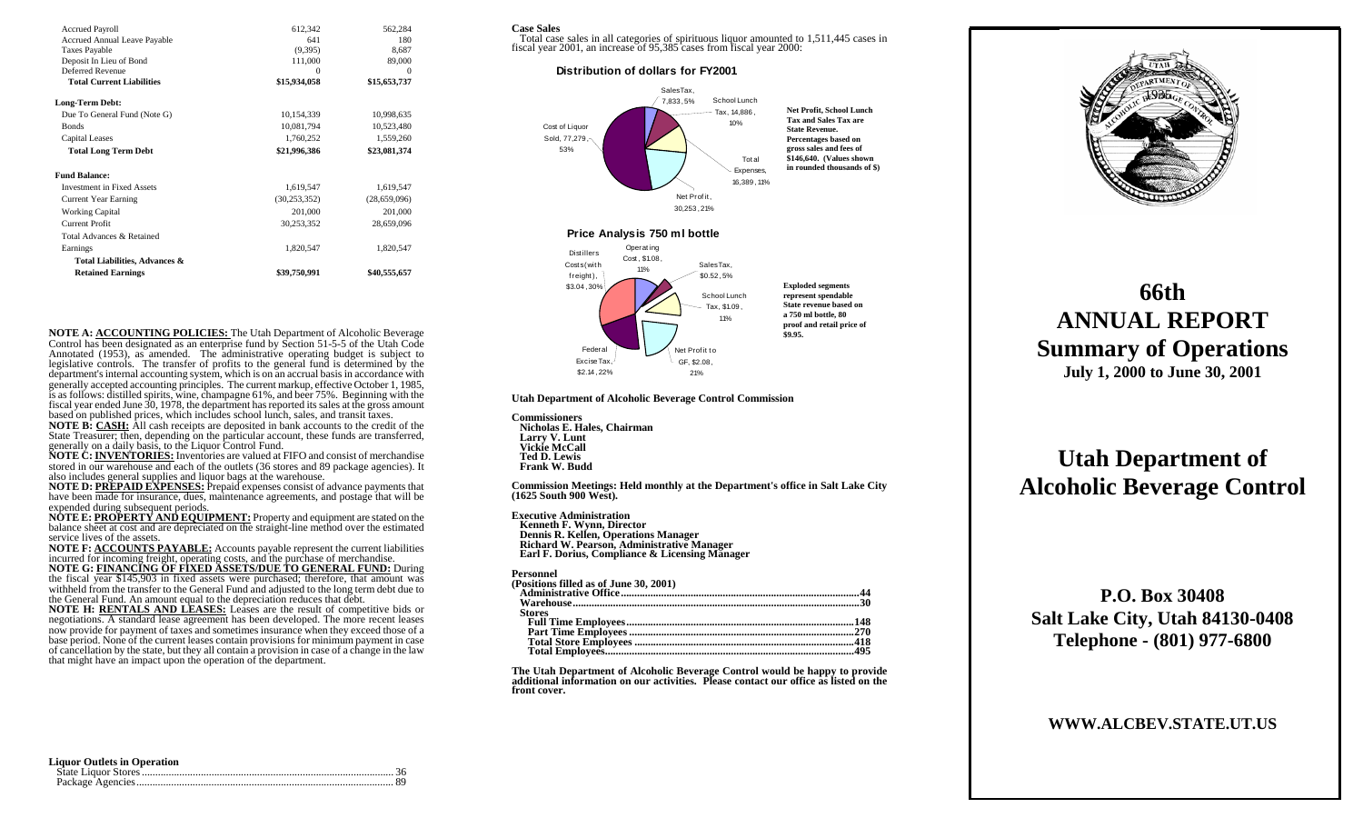| | | |
|---|---|---|
| Accrued Payroll | 612,342 | 562,284 |
| Accrued Annual Leave Payable | 641 | 180 |
| Taxes Payable | (9,395) | 8,687 |
| Deposit In Lieu of Bond | 111,000 | 89,000 |
| Deferred Revenue | 0 | 0 |
| **Total Current Liabilities** | **$15,934,058** | **$15,653,737** |
| **Long-Term Debt:** | | |
| Due To General Fund (Note G) | 10,154,339 | 10,998,635 |
| Bonds | 10,081,794 | 10,523,480 |
| Capital Leases | 1,760,252 | 1,559,260 |
| **Total Long Term Debt** | **$21,996,386** | **$23,081,374** |
| **Fund Balance:** | | |
| Investment in Fixed Assets | 1,619,547 | 1,619,547 |
| Current Year Earning | (30,253,352) | (28,659,096) |
| Working Capital | 201,000 | 201,000 |
| Current Profit | 30,253,352 | 28,659,096 |
| Total Advances & Retained | | |
| Earnings | 1,820,547 | 1,820,547 |
| **Total Liabilities, Advances &** | | |
| **Retained Earnings** | **$39,750,991** | **$40,555,657** |

**NOTE A: ACCOUNTING POLICIES:** The Utah Department of Alcoholic Beverage Control has been designated as an enterprise fund by Section 51-5-5 of the Utah Code Annotated (1953), as amended. The administrative operating budget is subject to legislative controls. The transfer of profits to the general fund is determined by the department's internal accounting system, which is on an accrual basis in accordance with generally accepted accounting principles. The current markup, effective October 1, 1985, is as follows: distilled spirits, wine, champagne 61%, and beer 75%. Beginning with the fiscal year ended June 30, 1978, the department has reported its sales at the gross amount based on published prices, which includes school lunch, sales, and transit taxes.

**NOTE B: CASH:** All cash receipts are deposited in bank accounts to the credit of the State Treasurer; then, depending on the particular account, these funds are transferred, generally on a daily basis, to the Liquor Control Fund.

**NOTE C: INVENTORIES:** Inventories are valued at FIFO and consist of merchandise stored in our warehouse and each of the outlets (36 stores and 89 package agencies). It also includes general supplies and liquor bags at the warehouse.

**NOTE D: PREPAID EXPENSES:** Prepaid expenses consist of advance payments that have been made for insurance, dues, maintenance agreements, and postage that will be expended during subsequent periods.

**NOTE E: PROPERTY AND EQUIPMENT:** Property and equipment are stated on the balance sheet at cost and are depreciated on the straight-line method over the estimated service lives of the assets.

**NOTE F: ACCOUNTS PAYABLE:** Accounts payable represent the current liabilities incurred for incoming freight, operating costs, and the purchase of merchandise.

**NOTE G: FINANCING OF FIXED ASSETS/DUE TO GENERAL FUND:** During the fiscal year $145,903 in fixed assets were purchased; therefore, that amount was withheld from the transfer to the General Fund and adjusted to the long term debt due to the General Fund. An amount equal to the depreciation reduces that debt.

**NOTE H: RENTALS AND LEASES:** Leases are the result of competitive bids or negotiations. A standard lease agreement has been developed. The more recent leases now provide for payment of taxes and sometimes insurance when they exceed those of a base period. None of the current leases contain provisions for minimum payment in case of cancellation by the state, but they all contain a provision in case of a change in the law that might have an impact upon the operation of the department.

**Liquor Outlets in Operation**

State Liquor Stores .......... 36
Package Agencies .......... 89

**Case Sales**

Total case sales in all categories of spirituous liquor amounted to 1,511,445 cases in fiscal year 2001, an increase of 95,385 cases from fiscal year 2000:

**Distribution of dollars for FY2001**

SalesTax, 7,833, 5%
School Lunch Tax, 14,886, 10%
Total Expenses, 16,389, 11%
Net Profit, 30,253, 21%
Cost of Liquor Sold, 77,279, 53%

**Net Profit, School Lunch Tax and Sales Tax are State Revenue. Percentages based on gross sales and fees of $146,640. (Values shown in rounded thousands of $)**

**Price Analysis 750 ml bottle**

Operating Cost, $1.08, 11%
SalesTax, $0.52, 5%
School Lunch Tax, $1.09, 11%
Net Profit to GF, $2.08, 21%
Federal Excise Tax, $2.14, 22%
Distillers Costs (with freight), $3.04, 30%

**Exploded segments represent spendable State revenue based on a 750 ml bottle, 80 proof and retail price of $9.95.**

**Utah Department of Alcoholic Beverage Control Commission**

**Commissioners**
**Nicholas E. Hales, Chairman**
**Larry V. Lunt**
**Vickie McCall**
**Ted D. Lewis**
**Frank W. Budd**

**Commission Meetings: Held monthly at the Department's office in Salt Lake City (1625 South 900 West).**

**Executive Administration**
**Kenneth F. Wynn, Director**
**Dennis R. Kellen, Operations Manager**
**Richard W. Pearson, Administrative Manager**
**Earl F. Dorius, Compliance & Licensing Manager**

**Personnel**
**(Positions filled as of June 30, 2001)**
**Administrative Office .......... 44**
**Warehouse .......... 30**
**Stores**
**Full Time Employees .......... 148**
**Part Time Employees .......... 270**
**Total Store Employees .......... 418**
**Total Employees .......... 495**

**The Utah Department of Alcoholic Beverage Control would be happy to provide additional information on our activities. Please contact our office as listed on the front cover.**

# 66th ANNUAL REPORT

## Summary of Operations

**July 1, 2000 to June 30, 2001**

# Utah Department of Alcoholic Beverage Control

**P.O. Box 30408**
**Salt Lake City, Utah 84130-0408**
**Telephone - (801) 977-6800**

**WWW.ALCBEV.STATE.UT.US**